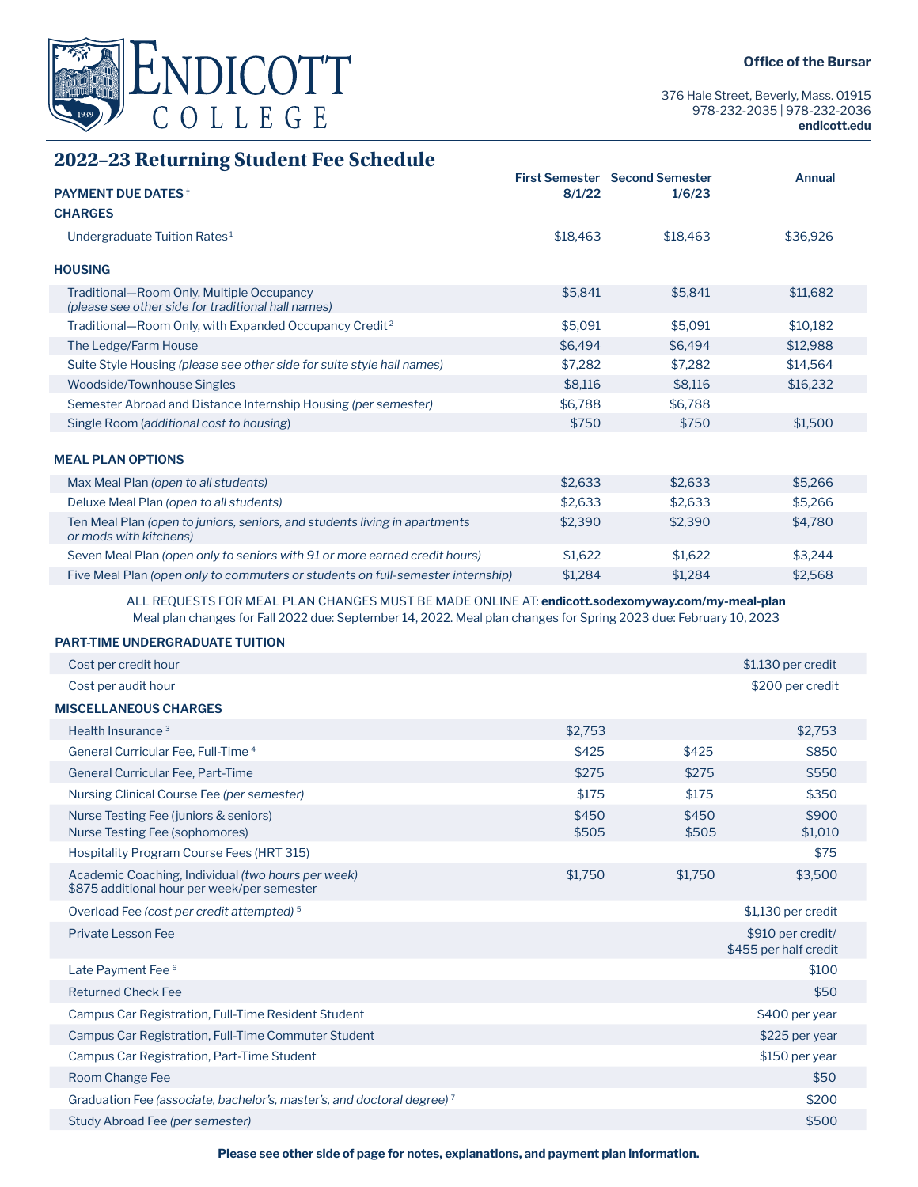# Endicott College

**Office of the Bursar**

376 Hale Street, Beverly, Mass. 01915
978-232-2035 | 978-232-2036
**endicott.edu**

## 2022–23 Returning Student Fee Schedule

| PAYMENT DUE DATES † | First Semester 8/1/22 | Second Semester 1/6/23 | Annual |
|---|---|---|---|
| **CHARGES** | | | |
| Undergraduate Tuition Rates [1] | $18,463 | $18,463 | $36,926 |
| **HOUSING** | | | |
| Traditional—Room Only, Multiple Occupancy *(please see other side for traditional hall names)* | $5,841 | $5,841 | $11,682 |
| Traditional—Room Only, with Expanded Occupancy Credit [2] | $5,091 | $5,091 | $10,182 |
| The Ledge/Farm House | $6,494 | $6,494 | $12,988 |
| Suite Style Housing *(please see other side for suite style hall names)* | $7,282 | $7,282 | $14,564 |
| Woodside/Townhouse Singles | $8,116 | $8,116 | $16,232 |
| Semester Abroad and Distance Internship Housing *(per semester)* | $6,788 | $6,788 | |
| Single Room (*additional cost to housing*) | $750 | $750 | $1,500 |
| **MEAL PLAN OPTIONS** | | | |
| Max Meal Plan *(open to all students)* | $2,633 | $2,633 | $5,266 |
| Deluxe Meal Plan *(open to all students)* | $2,633 | $2,633 | $5,266 |
| Ten Meal Plan *(open to juniors, seniors, and students living in apartments or mods with kitchens)* | $2,390 | $2,390 | $4,780 |
| Seven Meal Plan *(open only to seniors with 91 or more earned credit hours)* | $1,622 | $1,622 | $3,244 |
| Five Meal Plan *(open only to commuters or students on full-semester internship)* | $1,284 | $1,284 | $2,568 |

ALL REQUESTS FOR MEAL PLAN CHANGES MUST BE MADE ONLINE AT: **endicott.sodexomyway.com/my-meal-plan**
Meal plan changes for Fall 2022 due: September 14, 2022. Meal plan changes for Spring 2023 due: February 10, 2023

| | First Semester | Second Semester | Annual |
|---|---|---|---|
| **PART-TIME UNDERGRADUATE TUITION** | | | |
| Cost per credit hour | | | $1,130 per credit |
| Cost per audit hour | | | $200 per credit |
| **MISCELLANEOUS CHARGES** | | | |
| Health Insurance [3] | $2,753 | | $2,753 |
| General Curricular Fee, Full-Time [4] | $425 | $425 | $850 |
| General Curricular Fee, Part-Time | $275 | $275 | $550 |
| Nursing Clinical Course Fee *(per semester)* | $175 | $175 | $350 |
| Nurse Testing Fee (juniors & seniors) | $450 | $450 | $900 |
| Nurse Testing Fee (sophomores) | $505 | $505 | $1,010 |
| Hospitality Program Course Fees (HRT 315) | | | $75 |
| Academic Coaching, Individual *(two hours per week)* $875 additional hour per week/per semester | $1,750 | $1,750 | $3,500 |
| Overload Fee *(cost per credit attempted)* [5] | | | $1,130 per credit |
| Private Lesson Fee | | | $910 per credit/ $455 per half credit |
| Late Payment Fee [6] | | | $100 |
| Returned Check Fee | | | $50 |
| Campus Car Registration, Full-Time Resident Student | | | $400 per year |
| Campus Car Registration, Full-Time Commuter Student | | | $225 per year |
| Campus Car Registration, Part-Time Student | | | $150 per year |
| Room Change Fee | | | $50 |
| Graduation Fee *(associate, bachelor's, master's, and doctoral degree)* [7] | | | $200 |
| Study Abroad Fee *(per semester)* | | | $500 |

**Please see other side of page for notes, explanations, and payment plan information.**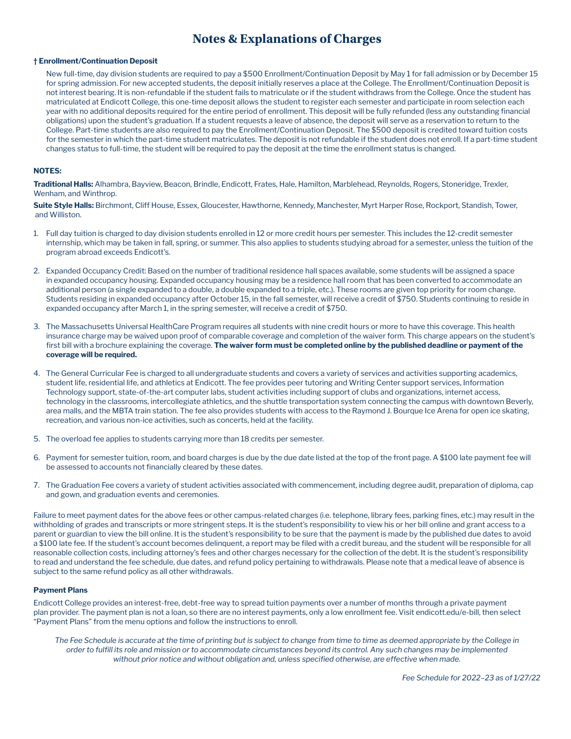# Notes & Explanations of Charges

**† Enrollment/Continuation Deposit**

New full-time, day division students are required to pay a $500 Enrollment/Continuation Deposit by May 1 for fall admission or by December 15 for spring admission. For new accepted students, the deposit initially reserves a place at the College. The Enrollment/Continuation Deposit is not interest bearing. It is non-refundable if the student fails to matriculate or if the student withdraws from the College. Once the student has matriculated at Endicott College, this one-time deposit allows the student to register each semester and participate in room selection each year with no additional deposits required for the entire period of enrollment. This deposit will be fully refunded (less any outstanding financial obligations) upon the student's graduation. If a student requests a leave of absence, the deposit will serve as a reservation to return to the College. Part-time students are also required to pay the Enrollment/Continuation Deposit. The $500 deposit is credited toward tuition costs for the semester in which the part-time student matriculates. The deposit is not refundable if the student does not enroll. If a part-time student changes status to full-time, the student will be required to pay the deposit at the time the enrollment status is changed.

**NOTES:**

**Traditional Halls:** Alhambra, Bayview, Beacon, Brindle, Endicott, Frates, Hale, Hamilton, Marblehead, Reynolds, Rogers, Stoneridge, Trexler, Wenham, and Winthrop.

**Suite Style Halls:** Birchmont, Cliff House, Essex, Gloucester, Hawthorne, Kennedy, Manchester, Myrt Harper Rose, Rockport, Standish, Tower, and Williston.

1. Full day tuition is charged to day division students enrolled in 12 or more credit hours per semester. This includes the 12-credit semester internship, which may be taken in fall, spring, or summer. This also applies to students studying abroad for a semester, unless the tuition of the program abroad exceeds Endicott's.

2. Expanded Occupancy Credit: Based on the number of traditional residence hall spaces available, some students will be assigned a space in expanded occupancy housing. Expanded occupancy housing may be a residence hall room that has been converted to accommodate an additional person (a single expanded to a double, a double expanded to a triple, etc.). These rooms are given top priority for room change. Students residing in expanded occupancy after October 15, in the fall semester, will receive a credit of $750. Students continuing to reside in expanded occupancy after March 1, in the spring semester, will receive a credit of $750.

3. The Massachusetts Universal HealthCare Program requires all students with nine credit hours or more to have this coverage. This health insurance charge may be waived upon proof of comparable coverage and completion of the waiver form. This charge appears on the student's first bill with a brochure explaining the coverage. **The waiver form must be completed online by the published deadline or payment of the coverage will be required.**

4. The General Curricular Fee is charged to all undergraduate students and covers a variety of services and activities supporting academics, student life, residential life, and athletics at Endicott. The fee provides peer tutoring and Writing Center support services, Information Technology support, state-of-the-art computer labs, student activities including support of clubs and organizations, internet access, technology in the classrooms, intercollegiate athletics, and the shuttle transportation system connecting the campus with downtown Beverly, area malls, and the MBTA train station. The fee also provides students with access to the Raymond J. Bourque Ice Arena for open ice skating, recreation, and various non-ice activities, such as concerts, held at the facility.

5. The overload fee applies to students carrying more than 18 credits per semester.

6. Payment for semester tuition, room, and board charges is due by the due date listed at the top of the front page. A $100 late payment fee will be assessed to accounts not financially cleared by these dates.

7. The Graduation Fee covers a variety of student activities associated with commencement, including degree audit, preparation of diploma, cap and gown, and graduation events and ceremonies.

Failure to meet payment dates for the above fees or other campus-related charges (i.e. telephone, library fees, parking fines, etc.) may result in the withholding of grades and transcripts or more stringent steps. It is the student's responsibility to view his or her bill online and grant access to a parent or guardian to view the bill online. It is the student's responsibility to be sure that the payment is made by the published due dates to avoid a $100 late fee. If the student's account becomes delinquent, a report may be filed with a credit bureau, and the student will be responsible for all reasonable collection costs, including attorney's fees and other charges necessary for the collection of the debt. It is the student's responsibility to read and understand the fee schedule, due dates, and refund policy pertaining to withdrawals. Please note that a medical leave of absence is subject to the same refund policy as all other withdrawals.

**Payment Plans**

Endicott College provides an interest-free, debt-free way to spread tuition payments over a number of months through a private payment plan provider. The payment plan is not a loan, so there are no interest payments, only a low enrollment fee. Visit endicott.edu/e-bill, then select "Payment Plans" from the menu options and follow the instructions to enroll.

*The Fee Schedule is accurate at the time of printing but is subject to change from time to time as deemed appropriate by the College in order to fulfill its role and mission or to accommodate circumstances beyond its control. Any such changes may be implemented without prior notice and without obligation and, unless specified otherwise, are effective when made.*

*Fee Schedule for 2022–23 as of 1/27/22*